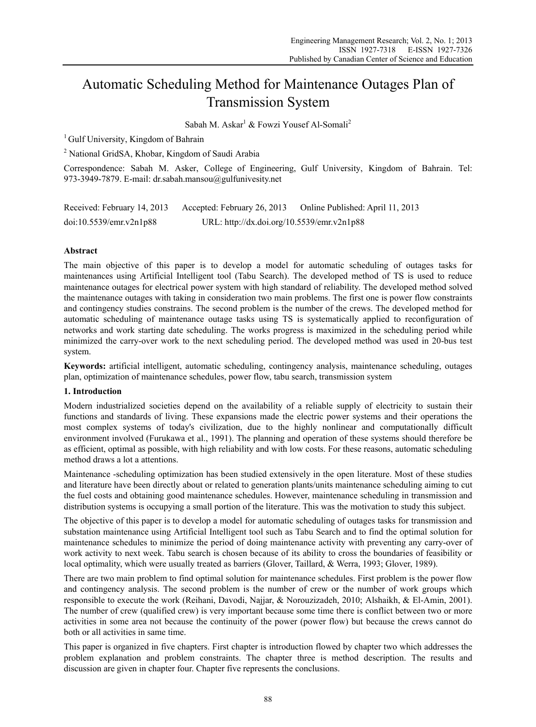# Automatic Scheduling Method for Maintenance Outages Plan of Transmission System

Sabah M. Askar[1] & Fowzi Yousef Al-Somali[2]

[1] Gulf University, Kingdom of Bahrain

[2] National GridSA, Khobar, Kingdom of Saudi Arabia

Correspondence: Sabah M. Asker, College of Engineering, Gulf University, Kingdom of Bahrain. Tel: 973-3949-7879. E-mail: dr.sabah.mansou@gulfunivesity.net

Received: February 14, 2013 Accepted: February 26, 2013 Online Published: April 11, 2013

doi:10.5539/emr.v2n1p88 URL: http://dx.doi.org/10.5539/emr.v2n1p88

## Abstract

The main objective of this paper is to develop a model for automatic scheduling of outages tasks for maintenances using Artificial Intelligent tool (Tabu Search). The developed method of TS is used to reduce maintenance outages for electrical power system with high standard of reliability. The developed method solved the maintenance outages with taking in consideration two main problems. The first one is power flow constraints and contingency studies constrains. The second problem is the number of the crews. The developed method for automatic scheduling of maintenance outage tasks using TS is systematically applied to reconfiguration of networks and work starting date scheduling. The works progress is maximized in the scheduling period while minimized the carry-over work to the next scheduling period. The developed method was used in 20-bus test system.

**Keywords:** artificial intelligent, automatic scheduling, contingency analysis, maintenance scheduling, outages plan, optimization of maintenance schedules, power flow, tabu search, transmission system

## 1. Introduction

Modern industrialized societies depend on the availability of a reliable supply of electricity to sustain their functions and standards of living. These expansions made the electric power systems and their operations the most complex systems of today's civilization, due to the highly nonlinear and computationally difficult environment involved (Furukawa et al., 1991). The planning and operation of these systems should therefore be as efficient, optimal as possible, with high reliability and with low costs. For these reasons, automatic scheduling method draws a lot a attentions.

Maintenance -scheduling optimization has been studied extensively in the open literature. Most of these studies and literature have been directly about or related to generation plants/units maintenance scheduling aiming to cut the fuel costs and obtaining good maintenance schedules. However, maintenance scheduling in transmission and distribution systems is occupying a small portion of the literature. This was the motivation to study this subject.

The objective of this paper is to develop a model for automatic scheduling of outages tasks for transmission and substation maintenance using Artificial Intelligent tool such as Tabu Search and to find the optimal solution for maintenance schedules to minimize the period of doing maintenance activity with preventing any carry-over of work activity to next week. Tabu search is chosen because of its ability to cross the boundaries of feasibility or local optimality, which were usually treated as barriers (Glover, Taillard, & Werra, 1993; Glover, 1989).

There are two main problem to find optimal solution for maintenance schedules. First problem is the power flow and contingency analysis. The second problem is the number of crew or the number of work groups which responsible to execute the work (Reihani, Davodi, Najjar, & Norouzizadeh, 2010; Alshaikh, & El-Amin, 2001). The number of crew (qualified crew) is very important because some time there is conflict between two or more activities in some area not because the continuity of the power (power flow) but because the crews cannot do both or all activities in same time.

This paper is organized in five chapters. First chapter is introduction flowed by chapter two which addresses the problem explanation and problem constraints. The chapter three is method description. The results and discussion are given in chapter four. Chapter five represents the conclusions.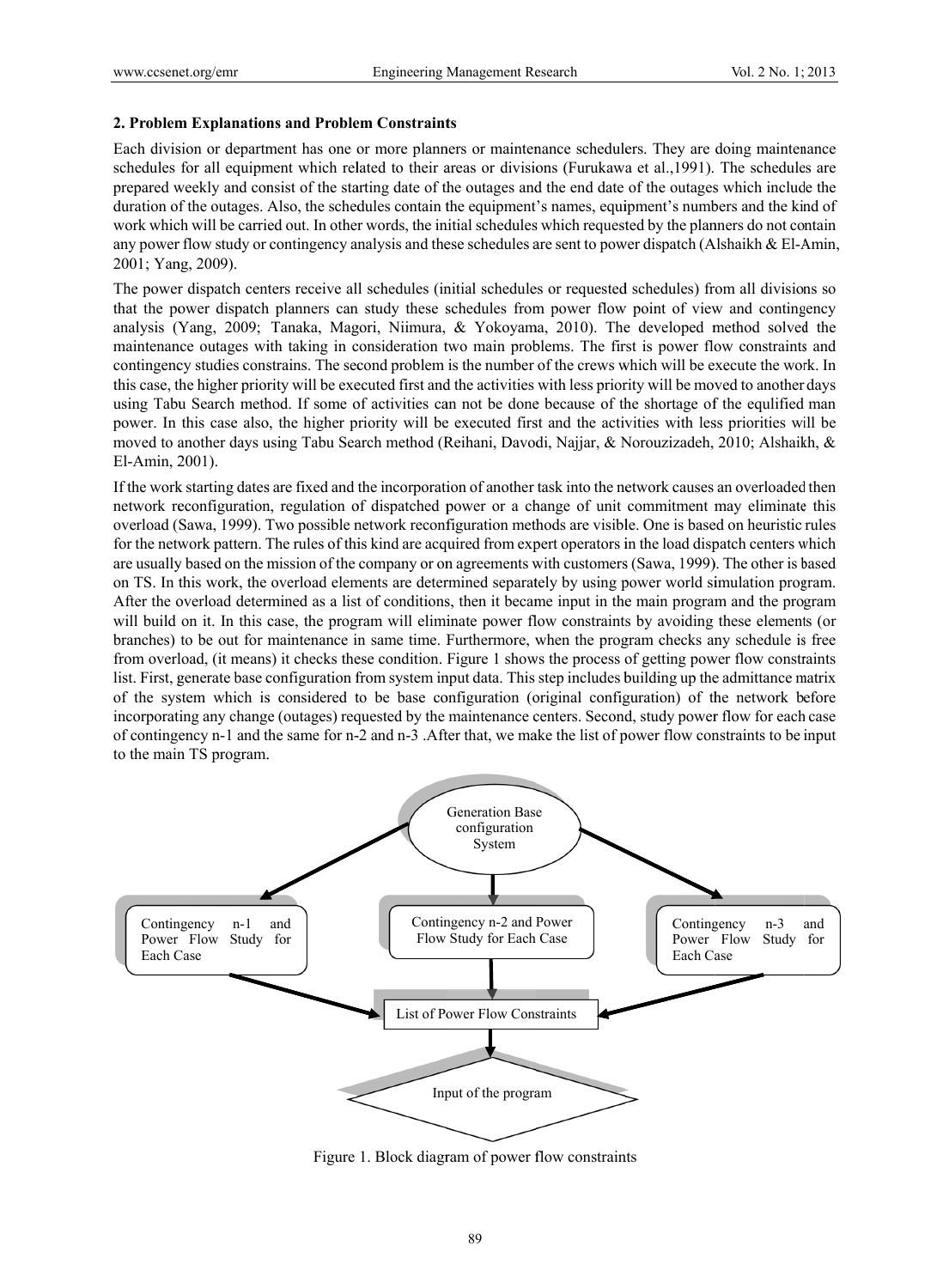## 2. Problem Explanations and Problem Constraints

Each division or department has one or more planners or maintenance schedulers. They are doing maintenance schedules for all equipment which related to their areas or divisions (Furukawa et al.,1991). The schedules are prepared weekly and consist of the starting date of the outages and the end date of the outages which include the duration of the outages. Also, the schedules contain the equipment's names, equipment's numbers and the kind of work which will be carried out. In other words, the initial schedules which requested by the planners do not contain any power flow study or contingency analysis and these schedules are sent to power dispatch (Alshaikh & El-Amin, 2001; Yang, 2009).

The power dispatch centers receive all schedules (initial schedules or requested schedules) from all divisions so that the power dispatch planners can study these schedules from power flow point of view and contingency analysis (Yang, 2009; Tanaka, Magori, Niimura, & Yokoyama, 2010). The developed method solved the maintenance outages with taking in consideration two main problems. The first is power flow constraints and contingency studies constrains. The second problem is the number of the crews which will be execute the work. In this case, the higher priority will be executed first and the activities with less priority will be moved to another days using Tabu Search method. If some of activities can not be done because of the shortage of the equlified man power. In this case also, the higher priority will be executed first and the activities with less priorities will be moved to another days using Tabu Search method (Reihani, Davodi, Najjar, & Norouzizadeh, 2010; Alshaikh, & El-Amin, 2001).

If the work starting dates are fixed and the incorporation of another task into the network causes an overloaded then network reconfiguration, regulation of dispatched power or a change of unit commitment may eliminate this overload (Sawa, 1999). Two possible network reconfiguration methods are visible. One is based on heuristic rules for the network pattern. The rules of this kind are acquired from expert operators in the load dispatch centers which are usually based on the mission of the company or on agreements with customers (Sawa, 1999). The other is based on TS. In this work, the overload elements are determined separately by using power world simulation program. After the overload determined as a list of conditions, then it became input in the main program and the program will build on it. In this case, the program will eliminate power flow constraints by avoiding these elements (or branches) to be out for maintenance in same time. Furthermore, when the program checks any schedule is free from overload, (it means) it checks these condition. Figure 1 shows the process of getting power flow constraints list. First, generate base configuration from system input data. This step includes building up the admittance matrix of the system which is considered to be base configuration (original configuration) of the network before incorporating any change (outages) requested by the maintenance centers. Second, study power flow for each case of contingency n-1 and the same for n-2 and n-3 .After that, we make the list of power flow constraints to be input to the main TS program.

Generation Base configuration System

Contingency n-1 and Power Flow Study for Each Case

Contingency n-2 and Power Flow Study for Each Case

Contingency n-3 and Power Flow Study for Each Case

List of Power Flow Constraints

Input of the program

Figure 1. Block diagram of power flow constraints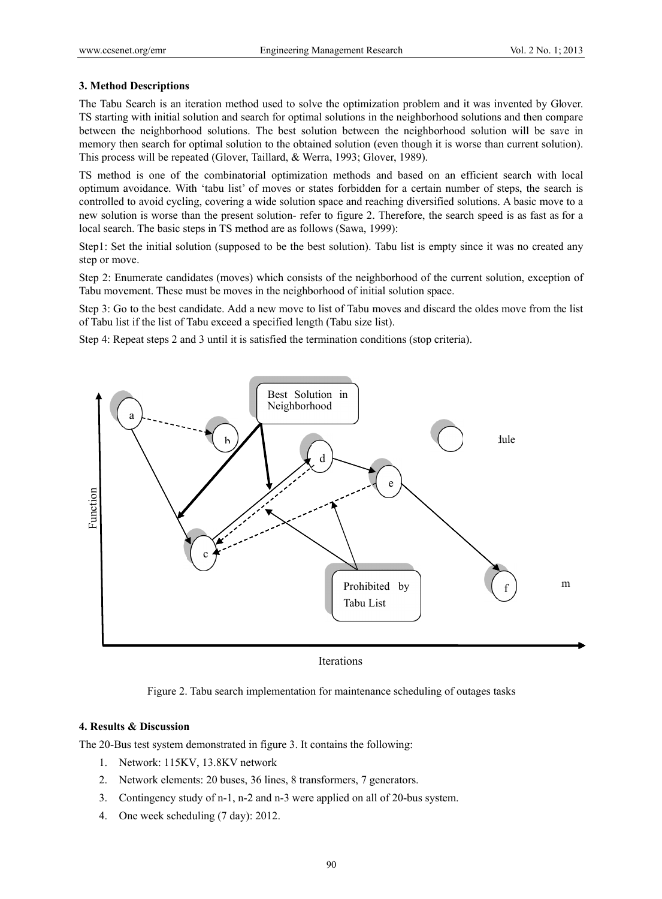### 3. Method Descriptions

The Tabu Search is an iteration method used to solve the optimization problem and it was invented by Glover. TS starting with initial solution and search for optimal solutions in the neighborhood solutions and then compare between the neighborhood solutions. The best solution between the neighborhood solution will be save in memory then search for optimal solution to the obtained solution (even though it is worse than current solution). This process will be repeated (Glover, Taillard, & Werra, 1993; Glover, 1989).

TS method is one of the combinatorial optimization methods and based on an efficient search with local optimum avoidance. With 'tabu list' of moves or states forbidden for a certain number of steps, the search is controlled to avoid cycling, covering a wide solution space and reaching diversified solutions. A basic move to a new solution is worse than the present solution- refer to figure 2. Therefore, the search speed is as fast as for a local search. The basic steps in TS method are as follows (Sawa, 1999):

Step1: Set the initial solution (supposed to be the best solution). Tabu list is empty since it was no created any step or move.

Step 2: Enumerate candidates (moves) which consists of the neighborhood of the current solution, exception of Tabu movement. These must be moves in the neighborhood of initial solution space.

Step 3: Go to the best candidate. Add a new move to list of Tabu moves and discard the oldes move from the list of Tabu list if the list of Tabu exceed a specified length (Tabu size list).

Step 4: Repeat steps 2 and 3 until it is satisfied the termination conditions (stop criteria).

Figure 2. Tabu search implementation for maintenance scheduling of outages tasks

### 4. Results & Discussion

The 20-Bus test system demonstrated in figure 3. It contains the following:

1. Network: 115KV, 13.8KV network
2. Network elements: 20 buses, 36 lines, 8 transformers, 7 generators.
3. Contingency study of n-1, n-2 and n-3 were applied on all of 20-bus system.
4. One week scheduling (7 day): 2012.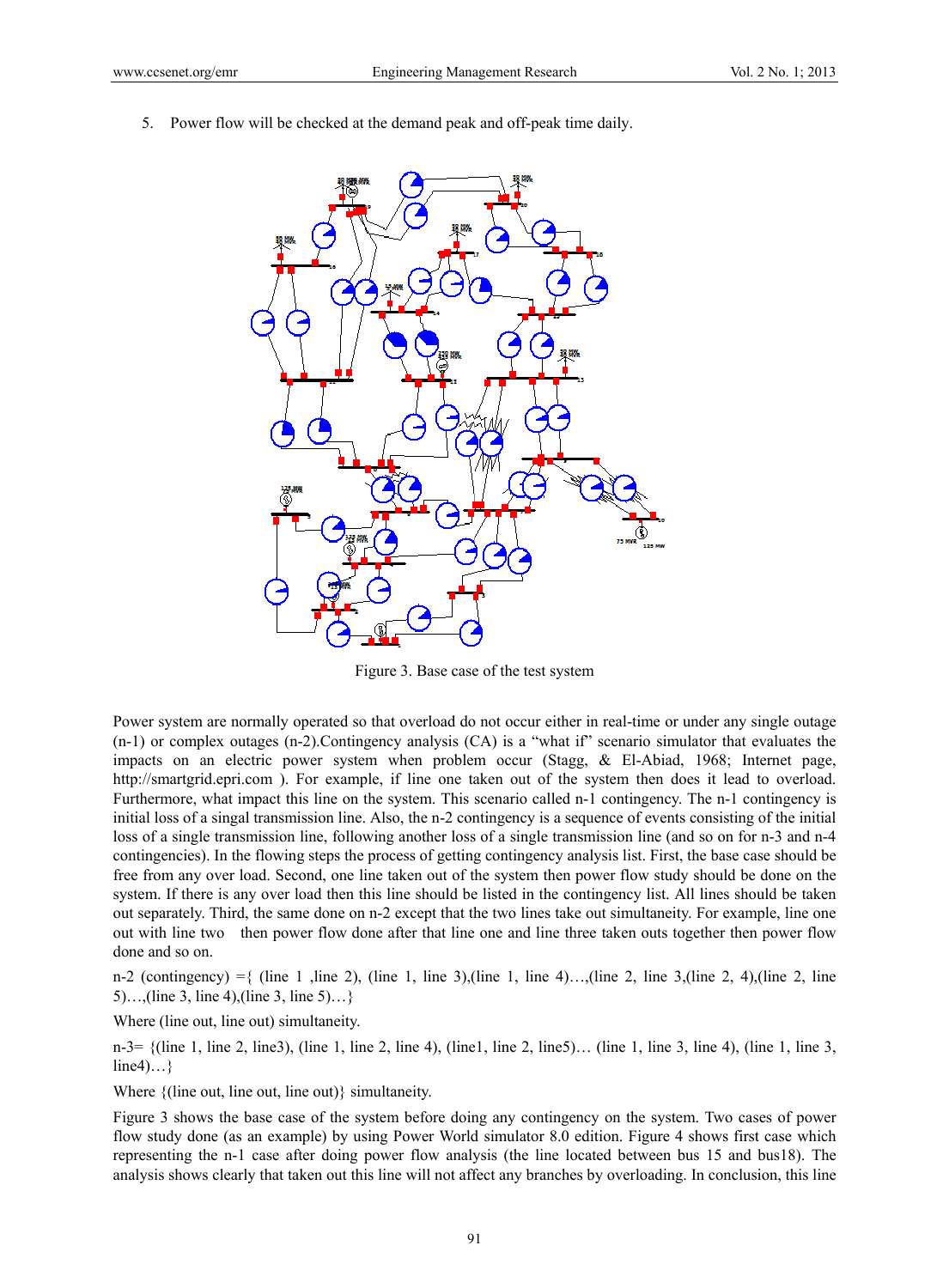5. Power flow will be checked at the demand peak and off-peak time daily.

Figure 3. Base case of the test system

Power system are normally operated so that overload do not occur either in real-time or under any single outage (n-1) or complex outages (n-2).Contingency analysis (CA) is a "what if" scenario simulator that evaluates the impacts on an electric power system when problem occur (Stagg, & El-Abiad, 1968; Internet page, http://smartgrid.epri.com ). For example, if line one taken out of the system then does it lead to overload. Furthermore, what impact this line on the system. This scenario called n-1 contingency. The n-1 contingency is initial loss of a singal transmission line. Also, the n-2 contingency is a sequence of events consisting of the initial loss of a single transmission line, following another loss of a single transmission line (and so on for n-3 and n-4 contingencies). In the flowing steps the process of getting contingency analysis list. First, the base case should be free from any over load. Second, one line taken out of the system then power flow study should be done on the system. If there is any over load then this line should be listed in the contingency list. All lines should be taken out separately. Third, the same done on n-2 except that the two lines take out simultaneity. For example, line one out with line two then power flow done after that line one and line three taken outs together then power flow done and so on.

n-2 (contingency) ={ (line 1 ,line 2), (line 1, line 3),(line 1, line 4)…,(line 2, line 3,(line 2, 4),(line 2, line 5)…,(line 3, line 4),(line 3, line 5)…}

Where (line out, line out) simultaneity.

n-3= {(line 1, line 2, line3), (line 1, line 2, line 4), (line1, line 2, line5)… (line 1, line 3, line 4), (line 1, line 3, line4)…}

Where {(line out, line out, line out)} simultaneity.

Figure 3 shows the base case of the system before doing any contingency on the system. Two cases of power flow study done (as an example) by using Power World simulator 8.0 edition. Figure 4 shows first case which representing the n-1 case after doing power flow analysis (the line located between bus 15 and bus18). The analysis shows clearly that taken out this line will not affect any branches by overloading. In conclusion, this line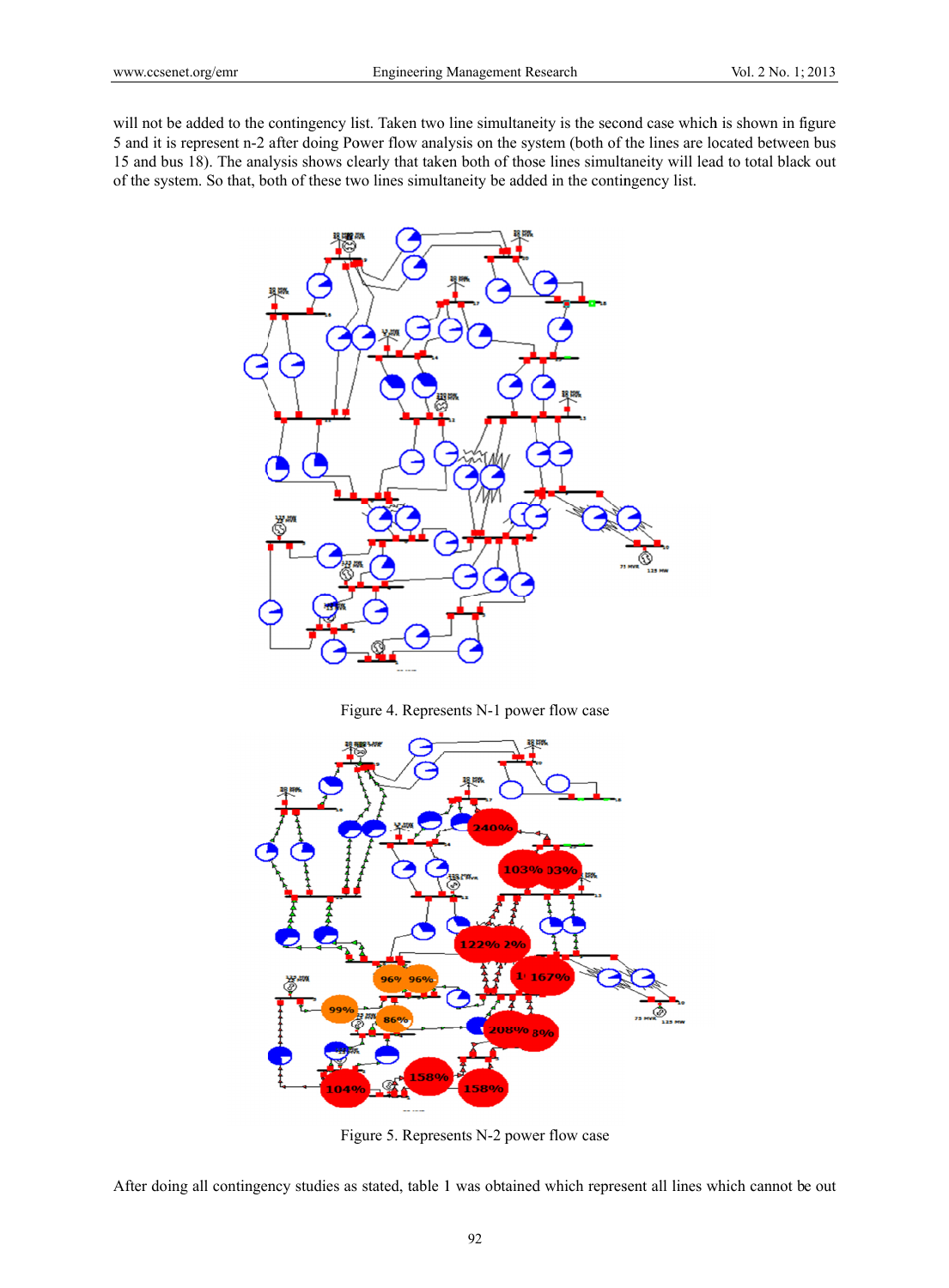will not be added to the contingency list. Taken two line simultaneity is the second case which is shown in figure 5 and it is represent n-2 after doing Power flow analysis on the system (both of the lines are located between bus 15 and bus 18). The analysis shows clearly that taken both of those lines simultaneity will lead to total black out of the system. So that, both of these two lines simultaneity be added in the contingency list.

Figure 4. Represents N-1 power flow case

Figure 5. Represents N-2 power flow case

After doing all contingency studies as stated, table 1 was obtained which represent all lines which cannot be out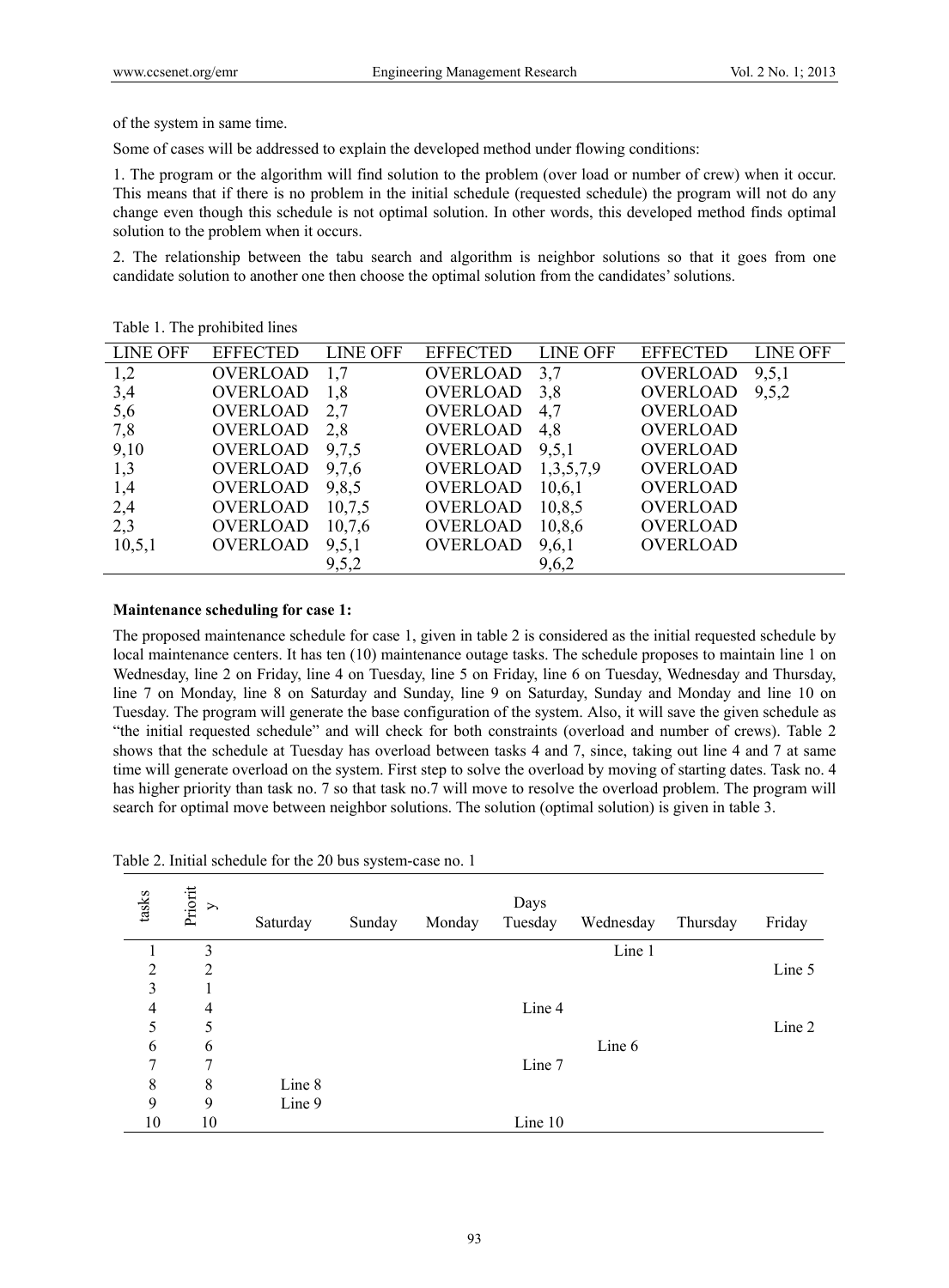of the system in same time.

Some of cases will be addressed to explain the developed method under flowing conditions:

1. The program or the algorithm will find solution to the problem (over load or number of crew) when it occur. This means that if there is no problem in the initial schedule (requested schedule) the program will not do any change even though this schedule is not optimal solution. In other words, this developed method finds optimal solution to the problem when it occurs.

2. The relationship between the tabu search and algorithm is neighbor solutions so that it goes from one candidate solution to another one then choose the optimal solution from the candidates' solutions.

Table 1. The prohibited lines

| LINE OFF | EFFECTED | LINE OFF | EFFECTED | LINE OFF | EFFECTED | LINE OFF |
|---|---|---|---|---|---|---|
| 1,2 | OVERLOAD | 1,7 | OVERLOAD | 3,7 | OVERLOAD | 9,5,1 |
| 3,4 | OVERLOAD | 1,8 | OVERLOAD | 3,8 | OVERLOAD | 9,5,2 |
| 5,6 | OVERLOAD | 2,7 | OVERLOAD | 4,7 | OVERLOAD | |
| 7,8 | OVERLOAD | 2,8 | OVERLOAD | 4,8 | OVERLOAD | |
| 9,10 | OVERLOAD | 9,7,5 | OVERLOAD | 9,5,1 | OVERLOAD | |
| 1,3 | OVERLOAD | 9,7,6 | OVERLOAD | 1,3,5,7,9 | OVERLOAD | |
| 1,4 | OVERLOAD | 9,8,5 | OVERLOAD | 10,6,1 | OVERLOAD | |
| 2,4 | OVERLOAD | 10,7,5 | OVERLOAD | 10,8,5 | OVERLOAD | |
| 2,3 | OVERLOAD | 10,7,6 | OVERLOAD | 10,8,6 | OVERLOAD | |
| 10,5,1 | OVERLOAD | 9,5,1 | OVERLOAD | 9,6,1 | OVERLOAD | |
| | | 9,5,2 | | 9,6,2 | | |

**Maintenance scheduling for case 1:**

The proposed maintenance schedule for case 1, given in table 2 is considered as the initial requested schedule by local maintenance centers. It has ten (10) maintenance outage tasks. The schedule proposes to maintain line 1 on Wednesday, line 2 on Friday, line 4 on Tuesday, line 5 on Friday, line 6 on Tuesday, Wednesday and Thursday, line 7 on Monday, line 8 on Saturday and Sunday, line 9 on Saturday, Sunday and Monday and line 10 on Tuesday. The program will generate the base configuration of the system. Also, it will save the given schedule as "the initial requested schedule" and will check for both constraints (overload and number of crews). Table 2 shows that the schedule at Tuesday has overload between tasks 4 and 7, since, taking out line 4 and 7 at same time will generate overload on the system. First step to solve the overload by moving of starting dates. Task no. 4 has higher priority than task no. 7 so that task no.7 will move to resolve the overload problem. The program will search for optimal move between neighbor solutions. The solution (optimal solution) is given in table 3.

Table 2. Initial schedule for the 20 bus system-case no. 1

| tasks | Priority | Saturday | Sunday | Monday | Tuesday | Wednesday | Thursday | Friday |
|---|---|---|---|---|---|---|---|---|
| 1 | 3 | | | | | Line 1 | | |
| 2 | 2 | | | | | | | Line 5 |
| 3 | 1 | | | | | | | |
| 4 | 4 | | | | Line 4 | | | |
| 5 | 5 | | | | | | | Line 2 |
| 6 | 6 | | | | | Line 6 | | |
| 7 | 7 | | | | Line 7 | | | |
| 8 | 8 | Line 8 | | | | | | |
| 9 | 9 | Line 9 | | | | | | |
| 10 | 10 | | | | Line 10 | | | |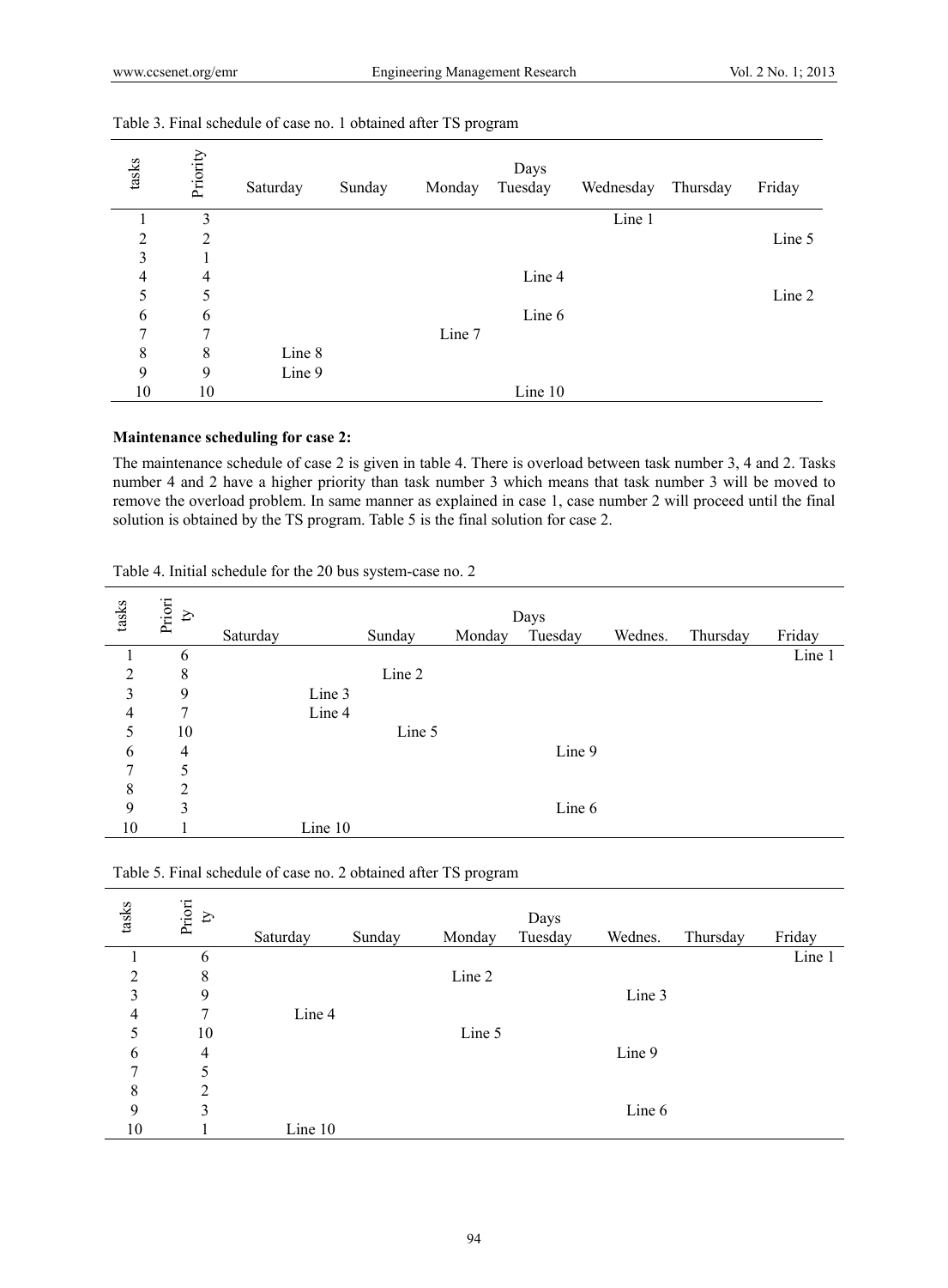Table 3. Final schedule of case no. 1 obtained after TS program

| tasks | Priority | Saturday | Sunday | Monday | Tuesday | Wednesday | Thursday | Friday |
|---|---|---|---|---|---|---|---|---|
| 1 | 3 | | | | | Line 1 | | |
| 2 | 2 | | | | | | | Line 5 |
| 3 | 1 | | | | | | | |
| 4 | 4 | | | | Line 4 | | | |
| 5 | 5 | | | | | | | Line 2 |
| 6 | 6 | | | | Line 6 | | | |
| 7 | 7 | | | Line 7 | | | | |
| 8 | 8 | Line 8 | | | | | | |
| 9 | 9 | Line 9 | | | | | | |
| 10 | 10 | | | | Line 10 | | | |

**Maintenance scheduling for case 2:**

The maintenance schedule of case 2 is given in table 4. There is overload between task number 3, 4 and 2. Tasks number 4 and 2 have a higher priority than task number 3 which means that task number 3 will be moved to remove the overload problem. In same manner as explained in case 1, case number 2 will proceed until the final solution is obtained by the TS program. Table 5 is the final solution for case 2.

Table 4. Initial schedule for the 20 bus system-case no. 2

| tasks | Priority | Saturday | Sunday | Monday | Tuesday | Wednes. | Thursday | Friday |
|---|---|---|---|---|---|---|---|---|
| 1 | 6 | | | | | | | Line 1 |
| 2 | 8 | | Line 2 | | | | | |
| 3 | 9 | Line 3 | | | | | | |
| 4 | 7 | Line 4 | | | | | | |
| 5 | 10 | | Line 5 | | | | | |
| 6 | 4 | | | | Line 9 | | | |
| 7 | 5 | | | | | | | |
| 8 | 2 | | | | | | | |
| 9 | 3 | | | | Line 6 | | | |
| 10 | 1 | Line 10 | | | | | | |

Table 5. Final schedule of case no. 2 obtained after TS program

| tasks | Priority | Saturday | Sunday | Monday | Tuesday | Wednes. | Thursday | Friday |
|---|---|---|---|---|---|---|---|---|
| 1 | 6 | | | | | | | Line 1 |
| 2 | 8 | | | Line 2 | | | | |
| 3 | 9 | | | | | Line 3 | | |
| 4 | 7 | Line 4 | | | | | | |
| 5 | 10 | | | Line 5 | | | | |
| 6 | 4 | | | | | Line 9 | | |
| 7 | 5 | | | | | | | |
| 8 | 2 | | | | | | | |
| 9 | 3 | | | | | Line 6 | | |
| 10 | 1 | Line 10 | | | | | | |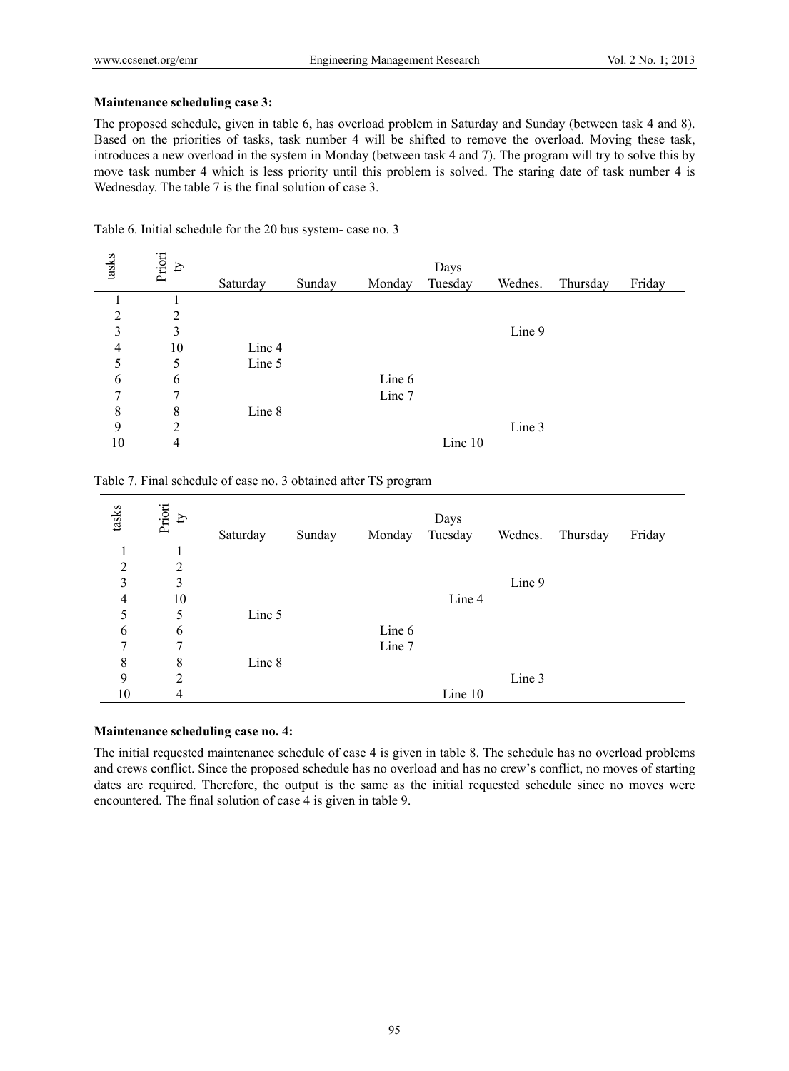**Maintenance scheduling case 3:**

The proposed schedule, given in table 6, has overload problem in Saturday and Sunday (between task 4 and 8). Based on the priorities of tasks, task number 4 will be shifted to remove the overload. Moving these task, introduces a new overload in the system in Monday (between task 4 and 7). The program will try to solve this by move task number 4 which is less priority until this problem is solved. The staring date of task number 4 is Wednesday. The table 7 is the final solution of case 3.

Table 6. Initial schedule for the 20 bus system- case no. 3

| tasks | Priority | Days | | | | | | |
|---|---|---|---|---|---|---|---|---|
| | | Saturday | Sunday | Monday | Tuesday | Wednes. | Thursday | Friday |
| 1 | 1 | | | | | | | |
| 2 | 2 | | | | | | | |
| 3 | 3 | | | | | Line 9 | | |
| 4 | 10 | Line 4 | | | | | | |
| 5 | 5 | Line 5 | | | | | | |
| 6 | 6 | | | Line 6 | | | | |
| 7 | 7 | | | Line 7 | | | | |
| 8 | 8 | Line 8 | | | | | | |
| 9 | 2 | | | | | Line 3 | | |
| 10 | 4 | | | | Line 10 | | | |

Table 7. Final schedule of case no. 3 obtained after TS program

| tasks | Priority | Days | | | | | | |
|---|---|---|---|---|---|---|---|---|
| | | Saturday | Sunday | Monday | Tuesday | Wednes. | Thursday | Friday |
| 1 | 1 | | | | | | | |
| 2 | 2 | | | | | | | |
| 3 | 3 | | | | | Line 9 | | |
| 4 | 10 | | | | Line 4 | | | |
| 5 | 5 | Line 5 | | | | | | |
| 6 | 6 | | | Line 6 | | | | |
| 7 | 7 | | | Line 7 | | | | |
| 8 | 8 | Line 8 | | | | | | |
| 9 | 2 | | | | | Line 3 | | |
| 10 | 4 | | | | Line 10 | | | |

**Maintenance scheduling case no. 4:**

The initial requested maintenance schedule of case 4 is given in table 8. The schedule has no overload problems and crews conflict. Since the proposed schedule has no overload and has no crew's conflict, no moves of starting dates are required. Therefore, the output is the same as the initial requested schedule since no moves were encountered. The final solution of case 4 is given in table 9.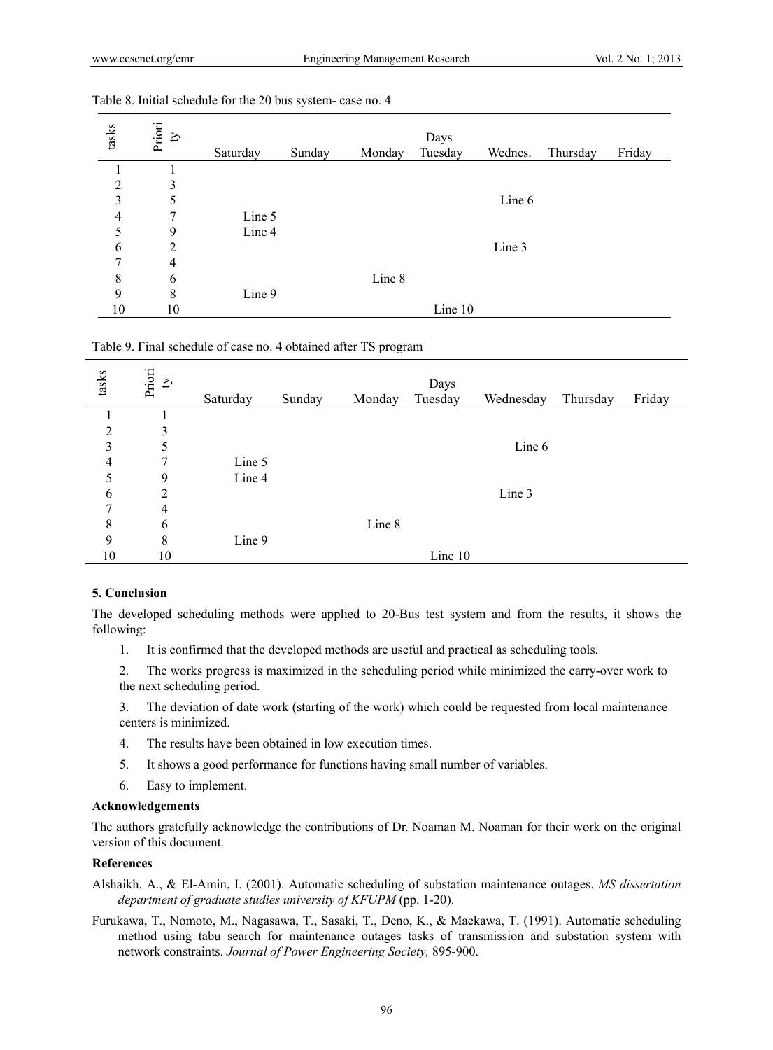Table 8. Initial schedule for the 20 bus system- case no. 4

| tasks | Priority | Saturday | Sunday | Monday | Tuesday | Wednes. | Thursday | Friday |
|---|---|---|---|---|---|---|---|---|
| 1 | 1 | | | | | | | |
| 2 | 3 | | | | | | | |
| 3 | 5 | | | | | Line 6 | | |
| 4 | 7 | Line 5 | | | | | | |
| 5 | 9 | Line 4 | | | | | | |
| 6 | 2 | | | | | Line 3 | | |
| 7 | 4 | | | | | | | |
| 8 | 6 | | | Line 8 | | | | |
| 9 | 8 | Line 9 | | | | | | |
| 10 | 10 | | | | Line 10 | | | |

Table 9. Final schedule of case no. 4 obtained after TS program

| tasks | Priority | Saturday | Sunday | Monday | Tuesday | Wednesday | Thursday | Friday |
|---|---|---|---|---|---|---|---|---|
| 1 | 1 | | | | | | | |
| 2 | 3 | | | | | | | |
| 3 | 5 | | | | | Line 6 | | |
| 4 | 7 | Line 5 | | | | | | |
| 5 | 9 | Line 4 | | | | | | |
| 6 | 2 | | | | | Line 3 | | |
| 7 | 4 | | | | | | | |
| 8 | 6 | | | Line 8 | | | | |
| 9 | 8 | Line 9 | | | | | | |
| 10 | 10 | | | | Line 10 | | | |

## 5. Conclusion

The developed scheduling methods were applied to 20-Bus test system and from the results, it shows the following:

1. It is confirmed that the developed methods are useful and practical as scheduling tools.
2. The works progress is maximized in the scheduling period while minimized the carry-over work to the next scheduling period.
3. The deviation of date work (starting of the work) which could be requested from local maintenance centers is minimized.
4. The results have been obtained in low execution times.
5. It shows a good performance for functions having small number of variables.
6. Easy to implement.

## Acknowledgements

The authors gratefully acknowledge the contributions of Dr. Noaman M. Noaman for their work on the original version of this document.

## References

Alshaikh, A., & El-Amin, I. (2001). Automatic scheduling of substation maintenance outages. *MS dissertation department of graduate studies university of KFUPM* (pp. 1-20).

Furukawa, T., Nomoto, M., Nagasawa, T., Sasaki, T., Deno, K., & Maekawa, T. (1991). Automatic scheduling method using tabu search for maintenance outages tasks of transmission and substation system with network constraints. *Journal of Power Engineering Society,* 895-900.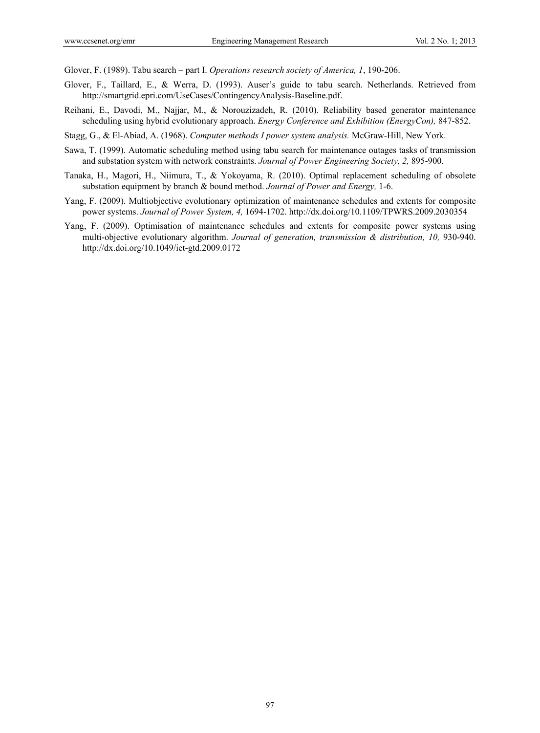Glover, F. (1989). Tabu search – part I. *Operations research society of America, 1*, 190-206.

Glover, F., Taillard, E., & Werra, D. (1993). Auser's guide to tabu search. Netherlands. Retrieved from http://smartgrid.epri.com/UseCases/ContingencyAnalysis-Baseline.pdf.

Reihani, E., Davodi, M., Najjar, M., & Norouzizadeh, R. (2010). Reliability based generator maintenance scheduling using hybrid evolutionary approach. *Energy Conference and Exhibition (EnergyCon),* 847-852.

Stagg, G., & El-Abiad, A. (1968). *Computer methods I power system analysis.* McGraw-Hill, New York.

Sawa, T. (1999). Automatic scheduling method using tabu search for maintenance outages tasks of transmission and substation system with network constraints. *Journal of Power Engineering Society, 2,* 895-900.

Tanaka, H., Magori, H., Niimura, T., & Yokoyama, R. (2010). Optimal replacement scheduling of obsolete substation equipment by branch & bound method. *Journal of Power and Energy,* 1-6.

Yang, F. (2009). Multiobjective evolutionary optimization of maintenance schedules and extents for composite power systems. *Journal of Power System, 4,* 1694-1702. http://dx.doi.org/10.1109/TPWRS.2009.2030354

Yang, F. (2009). Optimisation of maintenance schedules and extents for composite power systems using multi-objective evolutionary algorithm. *Journal of generation, transmission & distribution, 10,* 930-940. http://dx.doi.org/10.1049/iet-gtd.2009.0172